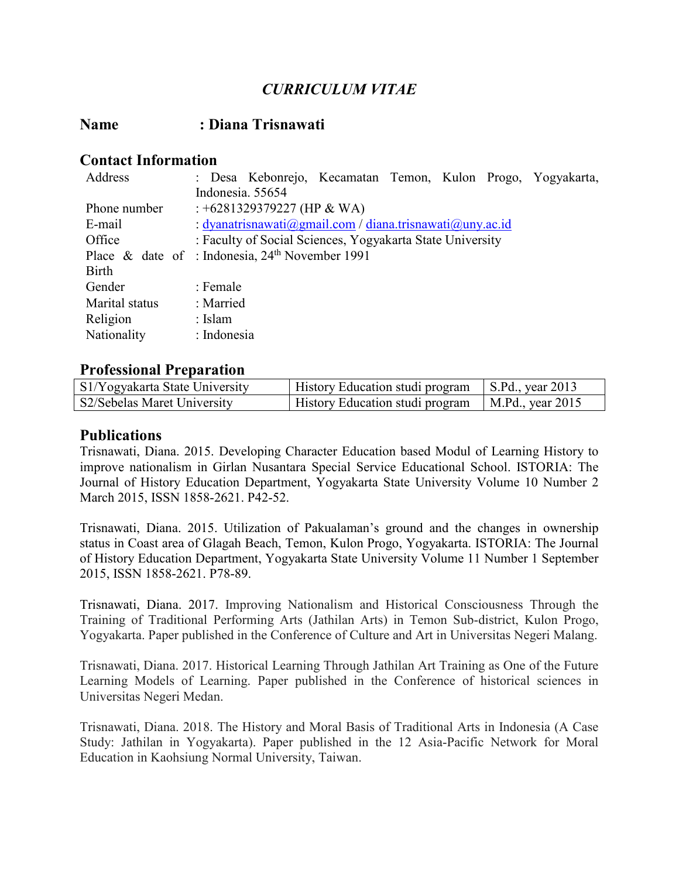# *CURRICULUM VITAE*

**Name : Diana Trisnawati**

## Contact Information

| | |
|---|---|
| Address | : Desa Kebonrejo, Kecamatan Temon, Kulon Progo, Yogyakarta, Indonesia. 55654 |
| Phone number | : +6281329379227 (HP & WA) |
| E-mail | : dyanatrisnawati@gmail.com / diana.trisnawati@uny.ac.id |
| Office | : Faculty of Social Sciences, Yogyakarta State University |
| Place & date of Birth | : Indonesia, 24th November 1991 |
| Gender | : Female |
| Marital status | : Married |
| Religion | : Islam |
| Nationality | : Indonesia |

## Professional Preparation

| | | |
|---|---|---|
| S1/Yogyakarta State University | History Education studi program | S.Pd., year 2013 |
| S2/Sebelas Maret University | History Education studi program | M.Pd., year 2015 |

## Publications

Trisnawati, Diana. 2015. Developing Character Education based Modul of Learning History to improve nationalism in Girlan Nusantara Special Service Educational School. ISTORIA: The Journal of History Education Department, Yogyakarta State University Volume 10 Number 2 March 2015, ISSN 1858-2621. P42-52.

Trisnawati, Diana. 2015. Utilization of Pakualaman's ground and the changes in ownership status in Coast area of Glagah Beach, Temon, Kulon Progo, Yogyakarta. ISTORIA: The Journal of History Education Department, Yogyakarta State University Volume 11 Number 1 September 2015, ISSN 1858-2621. P78-89.

Trisnawati, Diana. 2017. Improving Nationalism and Historical Consciousness Through the Training of Traditional Performing Arts (Jathilan Arts) in Temon Sub-district, Kulon Progo, Yogyakarta. Paper published in the Conference of Culture and Art in Universitas Negeri Malang.

Trisnawati, Diana. 2017. Historical Learning Through Jathilan Art Training as One of the Future Learning Models of Learning. Paper published in the Conference of historical sciences in Universitas Negeri Medan.

Trisnawati, Diana. 2018. The History and Moral Basis of Traditional Arts in Indonesia (A Case Study: Jathilan in Yogyakarta). Paper published in the 12 Asia-Pacific Network for Moral Education in Kaohsiung Normal University, Taiwan.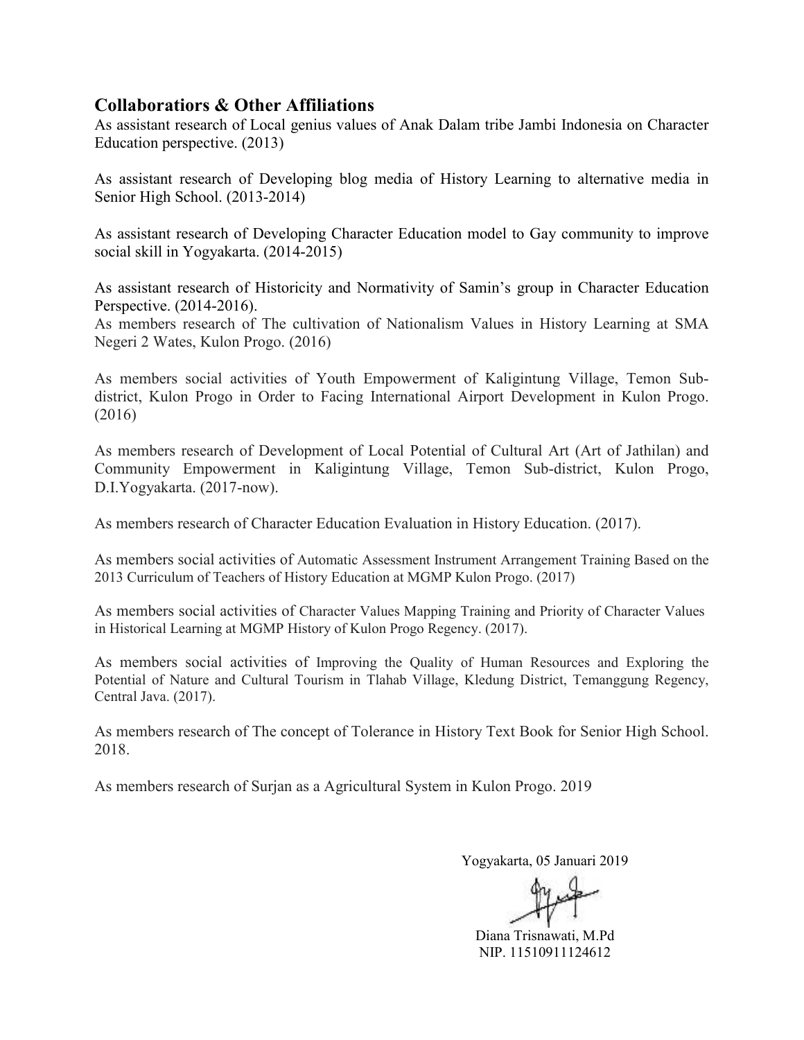## Collaboratiors & Other Affiliations

As assistant research of Local genius values of Anak Dalam tribe Jambi Indonesia on Character Education perspective. (2013)

As assistant research of Developing blog media of History Learning to alternative media in Senior High School. (2013-2014)

As assistant research of Developing Character Education model to Gay community to improve social skill in Yogyakarta. (2014-2015)

As assistant research of Historicity and Normativity of Samin's group in Character Education Perspective. (2014-2016).
As members research of The cultivation of Nationalism Values in History Learning at SMA Negeri 2 Wates, Kulon Progo. (2016)

As members social activities of Youth Empowerment of Kaligintung Village, Temon Sub-district, Kulon Progo in Order to Facing International Airport Development in Kulon Progo. (2016)

As members research of Development of Local Potential of Cultural Art (Art of Jathilan) and Community Empowerment in Kaligintung Village, Temon Sub-district, Kulon Progo, D.I.Yogyakarta. (2017-now).

As members research of Character Education Evaluation in History Education. (2017).

As members social activities of Automatic Assessment Instrument Arrangement Training Based on the 2013 Curriculum of Teachers of History Education at MGMP Kulon Progo. (2017)

As members social activities of Character Values Mapping Training and Priority of Character Values in Historical Learning at MGMP History of Kulon Progo Regency. (2017).

As members social activities of Improving the Quality of Human Resources and Exploring the Potential of Nature and Cultural Tourism in Tlahab Village, Kledung District, Temanggung Regency, Central Java. (2017).

As members research of The concept of Tolerance in History Text Book for Senior High School. 2018.

As members research of Surjan as a Agricultural System in Kulon Progo. 2019

Yogyakarta, 05 Januari 2019

Diana Trisnawati, M.Pd
NIP. 11510911124612